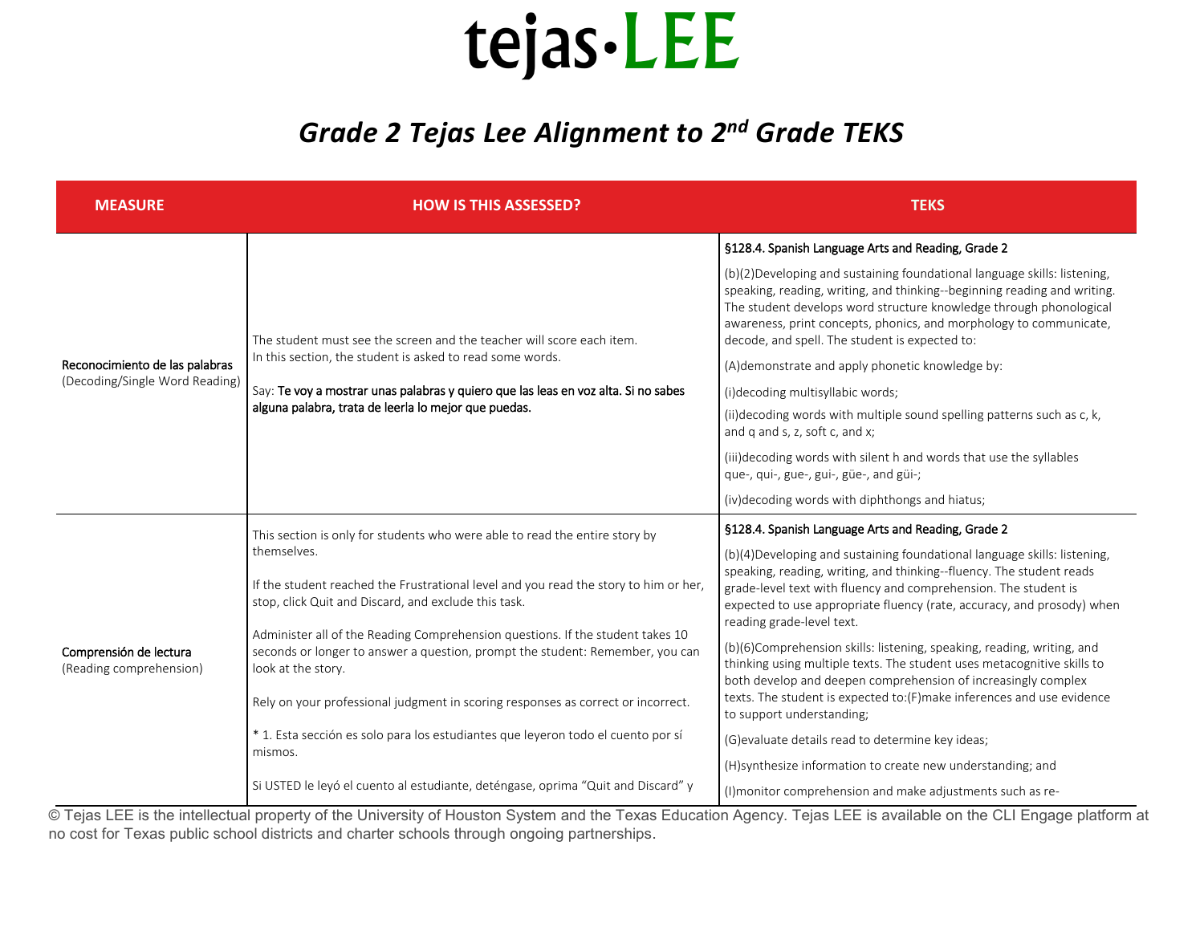# tejas·LEE

## *Grade 2 Tejas Lee Alignment to 2nd Grade TEKS*

| MEASURE | HOW IS THIS ASSESSED? | TEKS |
|---|---|---|
| Reconocimiento de las palabras (Decoding/Single Word Reading) | The student must see the screen and the teacher will score each item. In this section, the student is asked to read some words.<br><br>Say: **Te voy a mostrar unas palabras y quiero que las leas en voz alta. Si no sabes alguna palabra, trata de leerla lo mejor que puedas.** | §128.4. Spanish Language Arts and Reading, Grade 2<br><br>(b)(2)Developing and sustaining foundational language skills: listening, speaking, reading, writing, and thinking--beginning reading and writing. The student develops word structure knowledge through phonological awareness, print concepts, phonics, and morphology to communicate, decode, and spell. The student is expected to:<br><br>(A)demonstrate and apply phonetic knowledge by:<br><br>(i)decoding multisyllabic words;<br><br>(ii)decoding words with multiple sound spelling patterns such as c, k, and q and s, z, soft c, and x;<br><br>(iii)decoding words with silent h and words that use the syllables que-, qui-, gue-, gui-, güe-, and güi-;<br><br>(iv)decoding words with diphthongs and hiatus; |
| Comprensión de lectura (Reading comprehension) | This section is only for students who were able to read the entire story by themselves.<br><br>If the student reached the Frustrational level and you read the story to him or her, stop, click Quit and Discard, and exclude this task.<br><br>Administer all of the Reading Comprehension questions. If the student takes 10 seconds or longer to answer a question, prompt the student: Remember, you can look at the story.<br><br>Rely on your professional judgment in scoring responses as correct or incorrect.<br><br>* 1. Esta sección es solo para los estudiantes que leyeron todo el cuento por sí mismos.<br><br>Si USTED le leyó el cuento al estudiante, deténgase, oprima "Quit and Discard" y | §128.4. Spanish Language Arts and Reading, Grade 2<br><br>(b)(4)Developing and sustaining foundational language skills: listening, speaking, reading, writing, and thinking--fluency. The student reads grade-level text with fluency and comprehension. The student is expected to use appropriate fluency (rate, accuracy, and prosody) when reading grade-level text.<br><br>(b)(6)Comprehension skills: listening, speaking, reading, writing, and thinking using multiple texts. The student uses metacognitive skills to both develop and deepen comprehension of increasingly complex texts. The student is expected to:(F)make inferences and use evidence to support understanding;<br><br>(G)evaluate details read to determine key ideas;<br><br>(H)synthesize information to create new understanding; and<br><br>(I)monitor comprehension and make adjustments such as re- |

© Tejas LEE is the intellectual property of the University of Houston System and the Texas Education Agency. Tejas LEE is available on the CLI Engage platform at no cost for Texas public school districts and charter schools through ongoing partnerships.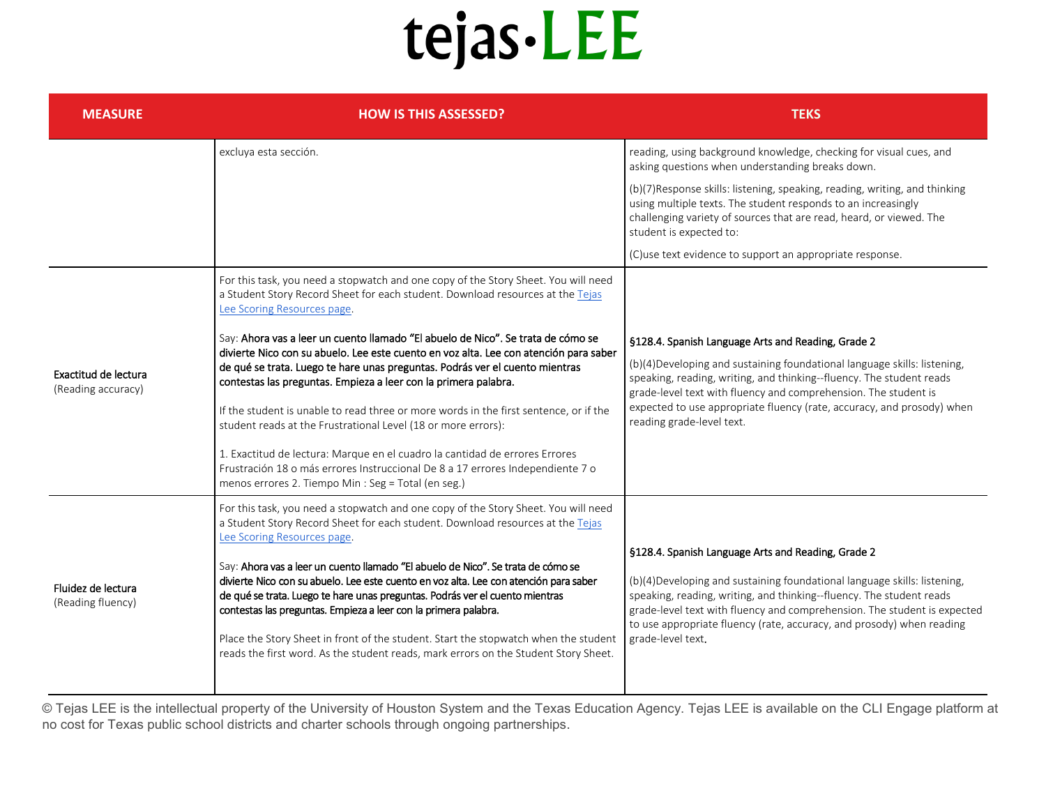# tejas·LEE

| MEASURE | HOW IS THIS ASSESSED? | TEKS |
|---|---|---|
| | excluya esta sección. | reading, using background knowledge, checking for visual cues, and asking questions when understanding breaks down.<br><br>(b)(7)Response skills: listening, speaking, reading, writing, and thinking using multiple texts. The student responds to an increasingly challenging variety of sources that are read, heard, or viewed. The student is expected to:<br><br>(C)use text evidence to support an appropriate response. |
| Exactitud de lectura<br>(Reading accuracy) | For this task, you need a stopwatch and one copy of the Story Sheet. You will need a Student Story Record Sheet for each student. Download resources at the Tejas Lee Scoring Resources page.<br><br>Say: **Ahora vas a leer un cuento llamado "El abuelo de Nico". Se trata de cómo se divierte Nico con su abuelo. Lee este cuento en voz alta. Lee con atención para saber de qué se trata. Luego te hare unas preguntas. Podrás ver el cuento mientras contestas las preguntas. Empieza a leer con la primera palabra.**<br><br>If the student is unable to read three or more words in the first sentence, or if the student reads at the Frustrational Level (18 or more errors):<br><br>1. Exactitud de lectura: Marque en el cuadro la cantidad de errores Errores Frustración 18 o más errores Instruccional De 8 a 17 errores Independiente 7 o menos errores 2. Tiempo Min : Seg = Total (en seg.) | **§128.4. Spanish Language Arts and Reading, Grade 2**<br><br>(b)(4)Developing and sustaining foundational language skills: listening, speaking, reading, writing, and thinking--fluency. The student reads grade-level text with fluency and comprehension. The student is expected to use appropriate fluency (rate, accuracy, and prosody) when reading grade-level text. |
| Fluidez de lectura<br>(Reading fluency) | For this task, you need a stopwatch and one copy of the Story Sheet. You will need a Student Story Record Sheet for each student. Download resources at the Tejas Lee Scoring Resources page.<br><br>Say: **Ahora vas a leer un cuento llamado "El abuelo de Nico". Se trata de cómo se divierte Nico con su abuelo. Lee este cuento en voz alta. Lee con atención para saber de qué se trata. Luego te hare unas preguntas. Podrás ver el cuento mientras contestas las preguntas. Empieza a leer con la primera palabra.**<br><br>Place the Story Sheet in front of the student. Start the stopwatch when the student reads the first word. As the student reads, mark errors on the Student Story Sheet. | **§128.4. Spanish Language Arts and Reading, Grade 2**<br><br>(b)(4)Developing and sustaining foundational language skills: listening, speaking, reading, writing, and thinking--fluency. The student reads grade-level text with fluency and comprehension. The student is expected to use appropriate fluency (rate, accuracy, and prosody) when reading grade-level text. |

© Tejas LEE is the intellectual property of the University of Houston System and the Texas Education Agency. Tejas LEE is available on the CLI Engage platform at no cost for Texas public school districts and charter schools through ongoing partnerships.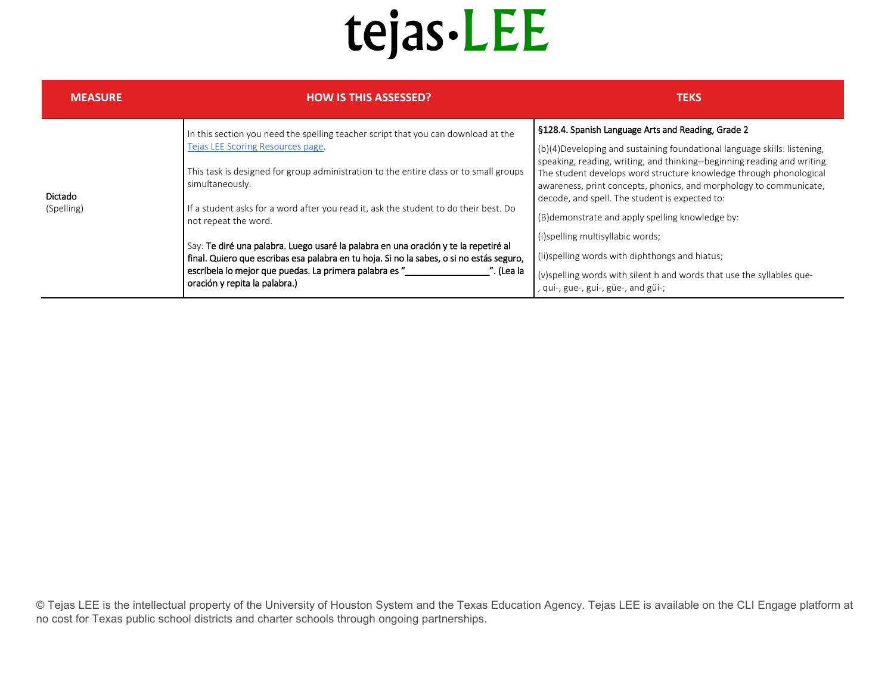# tejas·LEE

| MEASURE | HOW IS THIS ASSESSED? | TEKS |
| --- | --- | --- |
| Dictado (Spelling) | In this section you need the spelling teacher script that you can download at the Tejas LEE Scoring Resources page.<br><br>This task is designed for group administration to the entire class or to small groups simultaneously.<br><br>If a student asks for a word after you read it, ask the student to do their best. Do not repeat the word.<br><br>Say: **Te diré una palabra. Luego usaré la palabra en una oración y te la repetiré al final. Quiero que escribas esa palabra en tu hoja. Si no la sabes, o si no estás seguro, escríbela lo mejor que puedas. La primera palabra es "________________". (Lea la oración y repita la palabra.)** | §128.4. Spanish Language Arts and Reading, Grade 2<br><br>(b)(4)Developing and sustaining foundational language skills: listening, speaking, reading, writing, and thinking--beginning reading and writing. The student develops word structure knowledge through phonological awareness, print concepts, phonics, and morphology to communicate, decode, and spell. The student is expected to:<br><br>(B)demonstrate and apply spelling knowledge by:<br><br>(i)spelling multisyllabic words;<br><br>(ii)spelling words with diphthongs and hiatus;<br><br>(v)spelling words with silent h and words that use the syllables que-, qui-, gue-, gui-, güe-, and güi-; |

© Tejas LEE is the intellectual property of the University of Houston System and the Texas Education Agency. Tejas LEE is available on the CLI Engage platform at no cost for Texas public school districts and charter schools through ongoing partnerships.